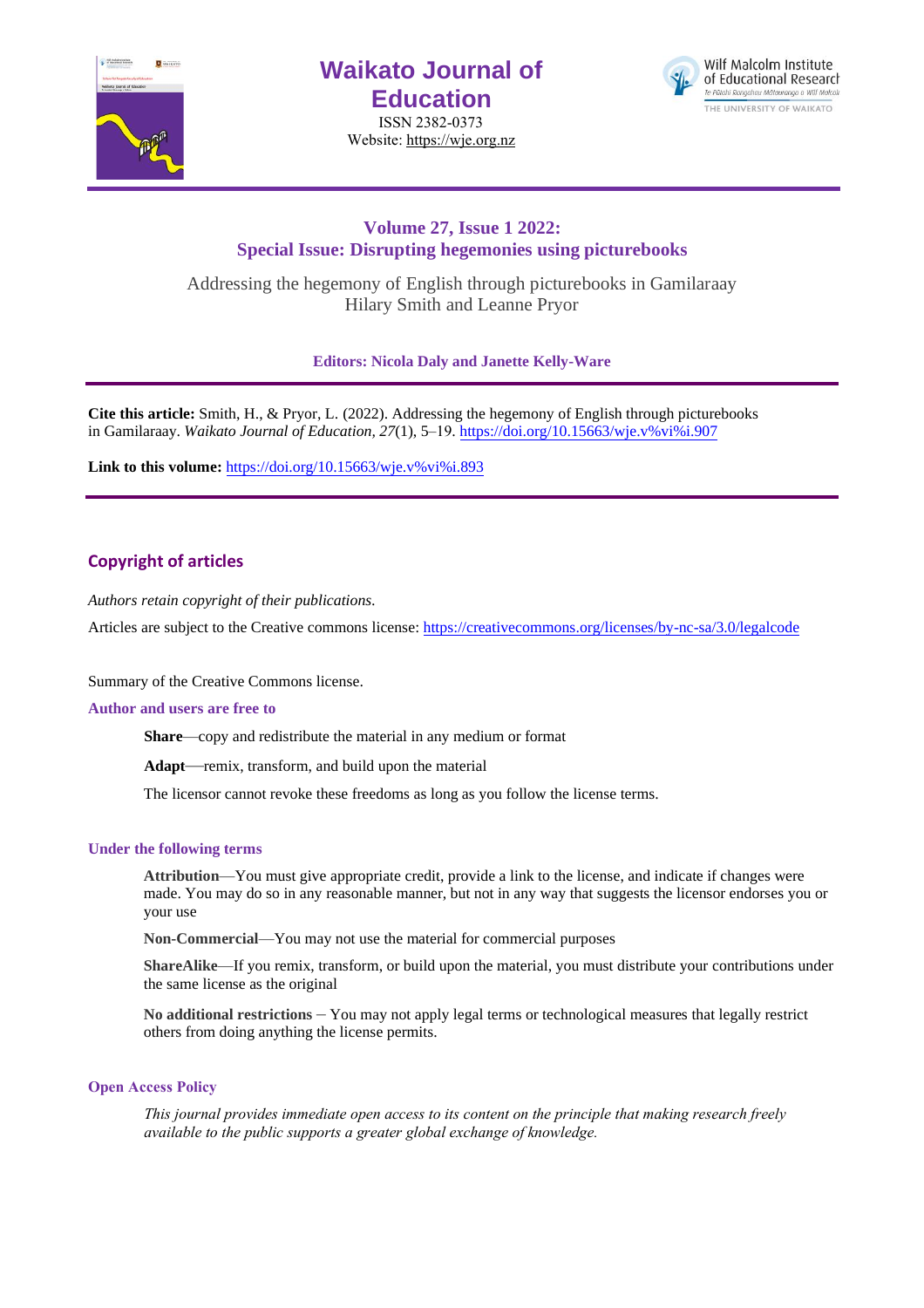# Waikato Journal of Education

ISSN 2382-0373
Website: https://wje.org.nz

Wilf Malcolm Institute of Educational Research
Te Pūtahi Rangahau Mātauranga o Wilf Malcolm
THE UNIVERSITY OF WAIKATO

## Volume 27, Issue 1 2022:
## Special Issue: Disrupting hegemonies using picturebooks

Addressing the hegemony of English through picturebooks in Gamilaraay
Hilary Smith and Leanne Pryor

**Editors: Nicola Daly and Janette Kelly-Ware**

**Cite this article:** Smith, H., & Pryor, L. (2022). Addressing the hegemony of English through picturebooks in Gamilaraay. *Waikato Journal of Education, 27*(1), 5–19. https://doi.org/10.15663/wje.v%vi%i.907

**Link to this volume:** https://doi.org/10.15663/wje.v%vi%i.893

## Copyright of articles

*Authors retain copyright of their publications.*

Articles are subject to the Creative commons license: https://creativecommons.org/licenses/by-nc-sa/3.0/legalcode

Summary of the Creative Commons license.

**Author and users are free to**

**Share**—copy and redistribute the material in any medium or format

**Adapt**—remix, transform, and build upon the material

The licensor cannot revoke these freedoms as long as you follow the license terms.

**Under the following terms**

**Attribution**—You must give appropriate credit, provide a link to the license, and indicate if changes were made. You may do so in any reasonable manner, but not in any way that suggests the licensor endorses you or your use

**Non-Commercial**—You may not use the material for commercial purposes

**ShareAlike**—If you remix, transform, or build upon the material, you must distribute your contributions under the same license as the original

**No additional restrictions** – You may not apply legal terms or technological measures that legally restrict others from doing anything the license permits.

**Open Access Policy**

*This journal provides immediate open access to its content on the principle that making research freely available to the public supports a greater global exchange of knowledge.*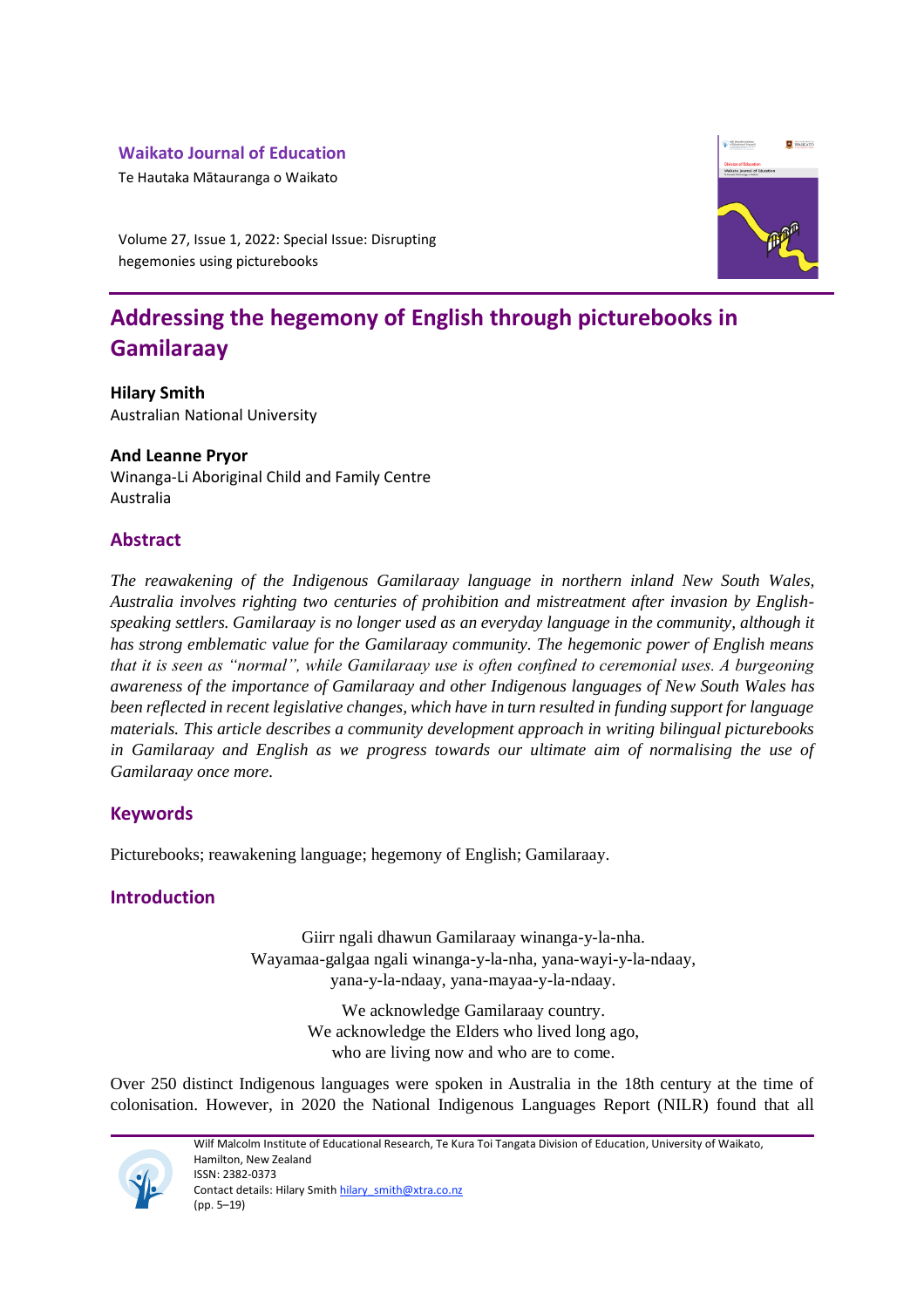**Waikato Journal of Education**

Te Hautaka Mātauranga o Waikato

Volume 27, Issue 1, 2022: Special Issue: Disrupting hegemonies using picturebooks

# Addressing the hegemony of English through picturebooks in Gamilaraay

**Hilary Smith**

Australian National University

**And Leanne Pryor**

Winanga-Li Aboriginal Child and Family Centre

Australia

## Abstract

*The reawakening of the Indigenous Gamilaraay language in northern inland New South Wales, Australia involves righting two centuries of prohibition and mistreatment after invasion by English-speaking settlers. Gamilaraay is no longer used as an everyday language in the community, although it has strong emblematic value for the Gamilaraay community. The hegemonic power of English means that it is seen as "normal", while Gamilaraay use is often confined to ceremonial uses. A burgeoning awareness of the importance of Gamilaraay and other Indigenous languages of New South Wales has been reflected in recent legislative changes, which have in turn resulted in funding support for language materials. This article describes a community development approach in writing bilingual picturebooks in Gamilaraay and English as we progress towards our ultimate aim of normalising the use of Gamilaraay once more.*

## Keywords

Picturebooks; reawakening language; hegemony of English; Gamilaraay.

## Introduction

Giirr ngali dhawun Gamilaraay winanga-y-la-nha.
Wayamaa-galgaa ngali winanga-y-la-nha, yana-wayi-y-la-ndaay,
yana-y-la-ndaay, yana-mayaa-y-la-ndaay.

We acknowledge Gamilaraay country.
We acknowledge the Elders who lived long ago,
who are living now and who are to come.

Over 250 distinct Indigenous languages were spoken in Australia in the 18th century at the time of colonisation. However, in 2020 the National Indigenous Languages Report (NILR) found that all

Wilf Malcolm Institute of Educational Research, Te Kura Toi Tangata Division of Education, University of Waikato, Hamilton, New Zealand

ISSN: 2382-0373

Contact details: Hilary Smith hilary_smith@xtra.co.nz

(pp. 5–19)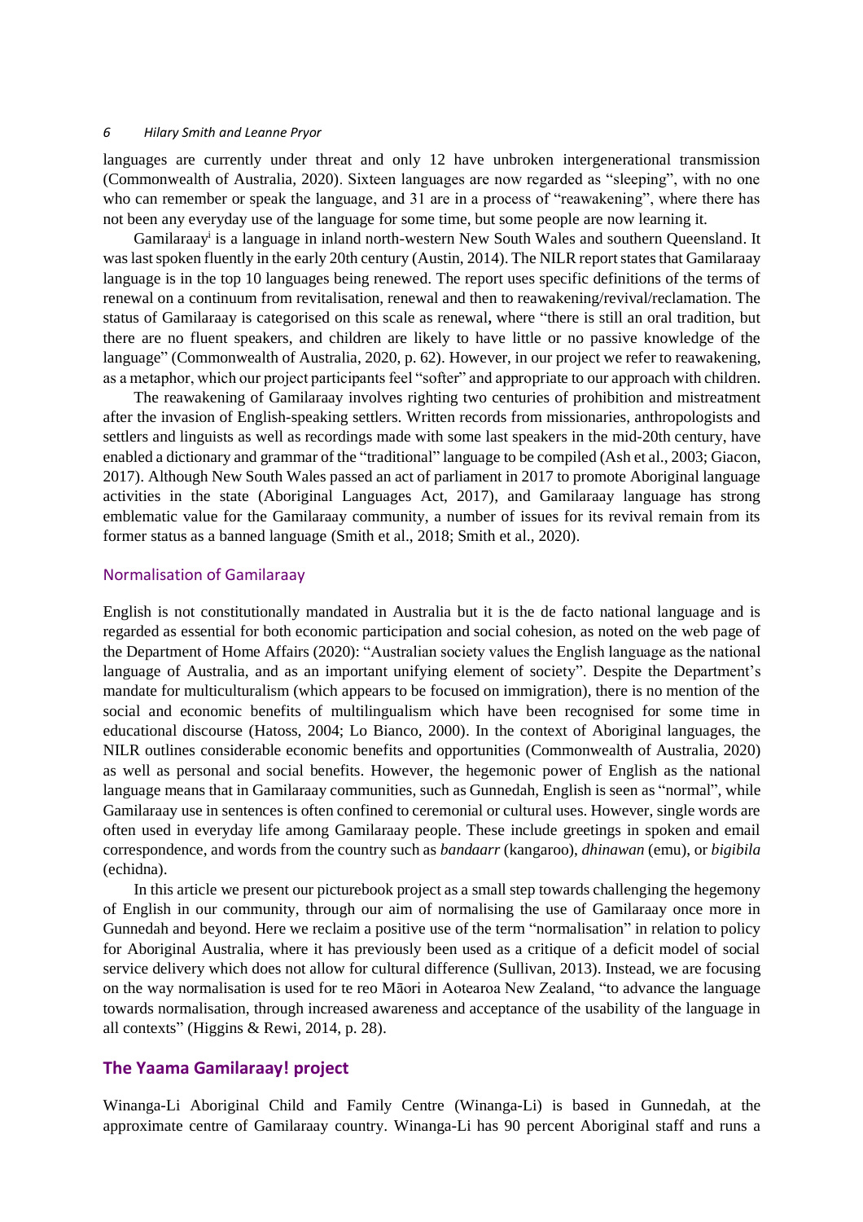languages are currently under threat and only 12 have unbroken intergenerational transmission (Commonwealth of Australia, 2020). Sixteen languages are now regarded as "sleeping", with no one who can remember or speak the language, and 31 are in a process of "reawakening", where there has not been any everyday use of the language for some time, but some people are now learning it.

Gamilaraay[i] is a language in inland north-western New South Wales and southern Queensland. It was last spoken fluently in the early 20th century (Austin, 2014). The NILR report states that Gamilaraay language is in the top 10 languages being renewed. The report uses specific definitions of the terms of renewal on a continuum from revitalisation, renewal and then to reawakening/revival/reclamation. The status of Gamilaraay is categorised on this scale as renewal**,** where "there is still an oral tradition, but there are no fluent speakers, and children are likely to have little or no passive knowledge of the language" (Commonwealth of Australia, 2020, p. 62). However, in our project we refer to reawakening, as a metaphor, which our project participants feel "softer" and appropriate to our approach with children.

The reawakening of Gamilaraay involves righting two centuries of prohibition and mistreatment after the invasion of English-speaking settlers. Written records from missionaries, anthropologists and settlers and linguists as well as recordings made with some last speakers in the mid-20th century, have enabled a dictionary and grammar of the "traditional" language to be compiled (Ash et al., 2003; Giacon, 2017). Although New South Wales passed an act of parliament in 2017 to promote Aboriginal language activities in the state (Aboriginal Languages Act, 2017), and Gamilaraay language has strong emblematic value for the Gamilaraay community, a number of issues for its revival remain from its former status as a banned language (Smith et al., 2018; Smith et al., 2020).

### Normalisation of Gamilaraay

English is not constitutionally mandated in Australia but it is the de facto national language and is regarded as essential for both economic participation and social cohesion, as noted on the web page of the Department of Home Affairs (2020): "Australian society values the English language as the national language of Australia, and as an important unifying element of society". Despite the Department's mandate for multiculturalism (which appears to be focused on immigration), there is no mention of the social and economic benefits of multilingualism which have been recognised for some time in educational discourse (Hatoss, 2004; Lo Bianco, 2000). In the context of Aboriginal languages, the NILR outlines considerable economic benefits and opportunities (Commonwealth of Australia, 2020) as well as personal and social benefits. However, the hegemonic power of English as the national language means that in Gamilaraay communities, such as Gunnedah, English is seen as "normal", while Gamilaraay use in sentences is often confined to ceremonial or cultural uses. However, single words are often used in everyday life among Gamilaraay people. These include greetings in spoken and email correspondence, and words from the country such as *bandaarr* (kangaroo), *dhinawan* (emu), or *bigibila* (echidna).

In this article we present our picturebook project as a small step towards challenging the hegemony of English in our community, through our aim of normalising the use of Gamilaraay once more in Gunnedah and beyond. Here we reclaim a positive use of the term "normalisation" in relation to policy for Aboriginal Australia, where it has previously been used as a critique of a deficit model of social service delivery which does not allow for cultural difference (Sullivan, 2013). Instead, we are focusing on the way normalisation is used for te reo Māori in Aotearoa New Zealand, "to advance the language towards normalisation, through increased awareness and acceptance of the usability of the language in all contexts" (Higgins & Rewi, 2014, p. 28).

## The Yaama Gamilaraay! project

Winanga-Li Aboriginal Child and Family Centre (Winanga-Li) is based in Gunnedah, at the approximate centre of Gamilaraay country. Winanga-Li has 90 percent Aboriginal staff and runs a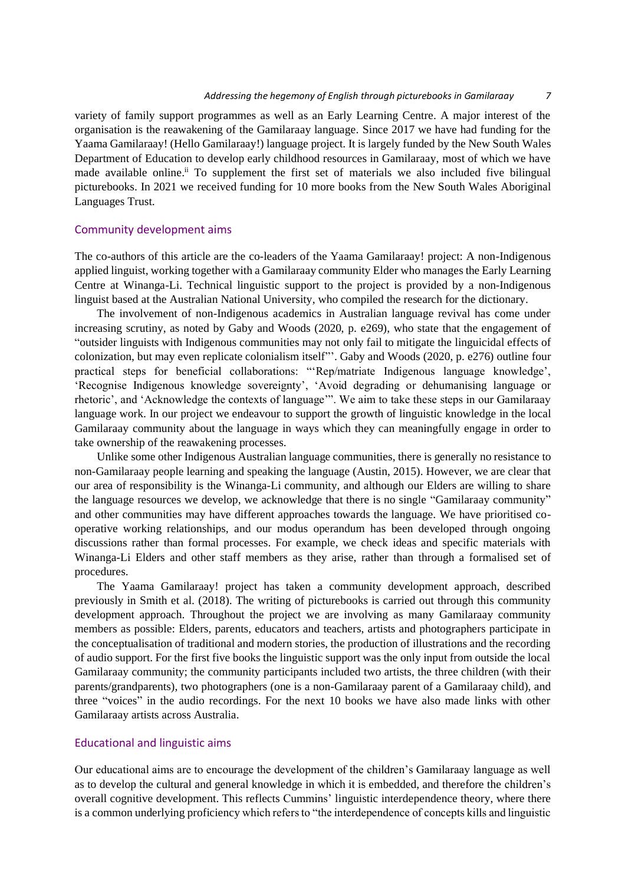variety of family support programmes as well as an Early Learning Centre. A major interest of the organisation is the reawakening of the Gamilaraay language. Since 2017 we have had funding for the Yaama Gamilaraay! (Hello Gamilaraay!) language project. It is largely funded by the New South Wales Department of Education to develop early childhood resources in Gamilaraay, most of which we have made available online.[ii] To supplement the first set of materials we also included five bilingual picturebooks. In 2021 we received funding for 10 more books from the New South Wales Aboriginal Languages Trust.

## Community development aims

The co-authors of this article are the co-leaders of the Yaama Gamilaraay! project: A non-Indigenous applied linguist, working together with a Gamilaraay community Elder who manages the Early Learning Centre at Winanga-Li. Technical linguistic support to the project is provided by a non-Indigenous linguist based at the Australian National University, who compiled the research for the dictionary.

The involvement of non-Indigenous academics in Australian language revival has come under increasing scrutiny, as noted by Gaby and Woods (2020, p. e269), who state that the engagement of "outsider linguists with Indigenous communities may not only fail to mitigate the linguicidal effects of colonization, but may even replicate colonialism itself"'. Gaby and Woods (2020, p. e276) outline four practical steps for beneficial collaborations: "'Rep/matriate Indigenous language knowledge', 'Recognise Indigenous knowledge sovereignty', 'Avoid degrading or dehumanising language or rhetoric', and 'Acknowledge the contexts of language'". We aim to take these steps in our Gamilaraay language work. In our project we endeavour to support the growth of linguistic knowledge in the local Gamilaraay community about the language in ways which they can meaningfully engage in order to take ownership of the reawakening processes.

Unlike some other Indigenous Australian language communities, there is generally no resistance to non-Gamilaraay people learning and speaking the language (Austin, 2015). However, we are clear that our area of responsibility is the Winanga-Li community, and although our Elders are willing to share the language resources we develop, we acknowledge that there is no single "Gamilaraay community" and other communities may have different approaches towards the language. We have prioritised co-operative working relationships, and our modus operandum has been developed through ongoing discussions rather than formal processes. For example, we check ideas and specific materials with Winanga-Li Elders and other staff members as they arise, rather than through a formalised set of procedures.

The Yaama Gamilaraay! project has taken a community development approach, described previously in Smith et al. (2018). The writing of picturebooks is carried out through this community development approach. Throughout the project we are involving as many Gamilaraay community members as possible: Elders, parents, educators and teachers, artists and photographers participate in the conceptualisation of traditional and modern stories, the production of illustrations and the recording of audio support. For the first five books the linguistic support was the only input from outside the local Gamilaraay community; the community participants included two artists, the three children (with their parents/grandparents), two photographers (one is a non-Gamilaraay parent of a Gamilaraay child), and three "voices" in the audio recordings. For the next 10 books we have also made links with other Gamilaraay artists across Australia.

## Educational and linguistic aims

Our educational aims are to encourage the development of the children's Gamilaraay language as well as to develop the cultural and general knowledge in which it is embedded, and therefore the children's overall cognitive development. This reflects Cummins' linguistic interdependence theory, where there is a common underlying proficiency which refers to "the interdependence of concepts kills and linguistic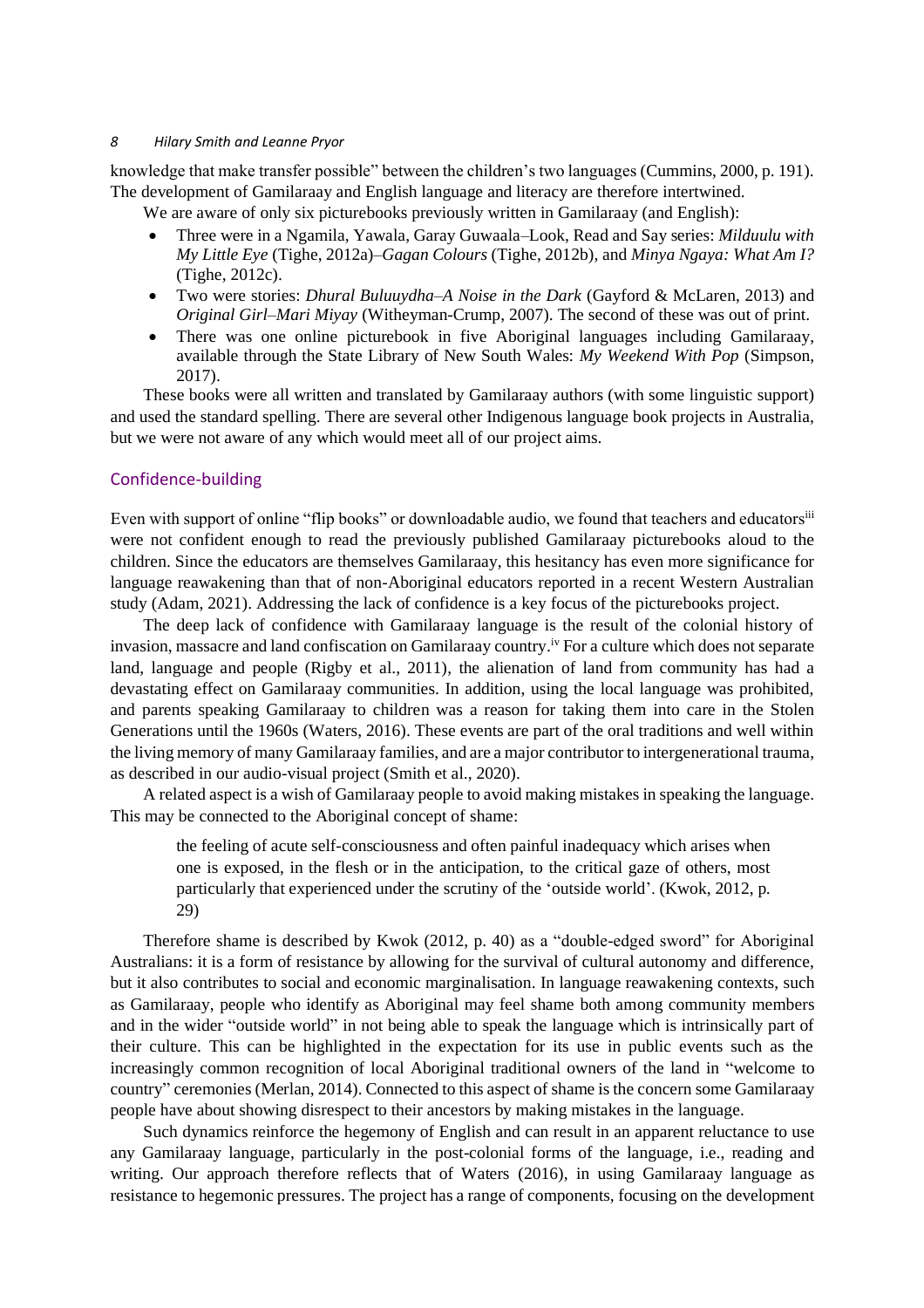knowledge that make transfer possible" between the children's two languages (Cummins, 2000, p. 191). The development of Gamilaraay and English language and literacy are therefore intertwined.

We are aware of only six picturebooks previously written in Gamilaraay (and English):

- Three were in a Ngamila, Yawala, Garay Guwaala–Look, Read and Say series: *Milduulu with My Little Eye* (Tighe, 2012a)–*Gagan Colours* (Tighe, 2012b), and *Minya Ngaya: What Am I?* (Tighe, 2012c).
- Two were stories: *Dhural Buluuydha–A Noise in the Dark* (Gayford & McLaren, 2013) and *Original Girl–Mari Miyay* (Witheyman-Crump, 2007). The second of these was out of print.
- There was one online picturebook in five Aboriginal languages including Gamilaraay, available through the State Library of New South Wales: *My Weekend With Pop* (Simpson, 2017).

These books were all written and translated by Gamilaraay authors (with some linguistic support) and used the standard spelling. There are several other Indigenous language book projects in Australia, but we were not aware of any which would meet all of our project aims.

## Confidence-building

Even with support of online "flip books" or downloadable audio, we found that teachers and educators[iii] were not confident enough to read the previously published Gamilaraay picturebooks aloud to the children. Since the educators are themselves Gamilaraay, this hesitancy has even more significance for language reawakening than that of non-Aboriginal educators reported in a recent Western Australian study (Adam, 2021). Addressing the lack of confidence is a key focus of the picturebooks project.

The deep lack of confidence with Gamilaraay language is the result of the colonial history of invasion, massacre and land confiscation on Gamilaraay country.[iv] For a culture which does not separate land, language and people (Rigby et al., 2011), the alienation of land from community has had a devastating effect on Gamilaraay communities. In addition, using the local language was prohibited, and parents speaking Gamilaraay to children was a reason for taking them into care in the Stolen Generations until the 1960s (Waters, 2016). These events are part of the oral traditions and well within the living memory of many Gamilaraay families, and are a major contributor to intergenerational trauma, as described in our audio-visual project (Smith et al., 2020).

A related aspect is a wish of Gamilaraay people to avoid making mistakes in speaking the language. This may be connected to the Aboriginal concept of shame:

> the feeling of acute self-consciousness and often painful inadequacy which arises when one is exposed, in the flesh or in the anticipation, to the critical gaze of others, most particularly that experienced under the scrutiny of the 'outside world'. (Kwok, 2012, p. 29)

Therefore shame is described by Kwok (2012, p. 40) as a "double-edged sword" for Aboriginal Australians: it is a form of resistance by allowing for the survival of cultural autonomy and difference, but it also contributes to social and economic marginalisation. In language reawakening contexts, such as Gamilaraay, people who identify as Aboriginal may feel shame both among community members and in the wider "outside world" in not being able to speak the language which is intrinsically part of their culture. This can be highlighted in the expectation for its use in public events such as the increasingly common recognition of local Aboriginal traditional owners of the land in "welcome to country" ceremonies (Merlan, 2014). Connected to this aspect of shame is the concern some Gamilaraay people have about showing disrespect to their ancestors by making mistakes in the language.

Such dynamics reinforce the hegemony of English and can result in an apparent reluctance to use any Gamilaraay language, particularly in the post-colonial forms of the language, i.e., reading and writing. Our approach therefore reflects that of Waters (2016), in using Gamilaraay language as resistance to hegemonic pressures. The project has a range of components, focusing on the development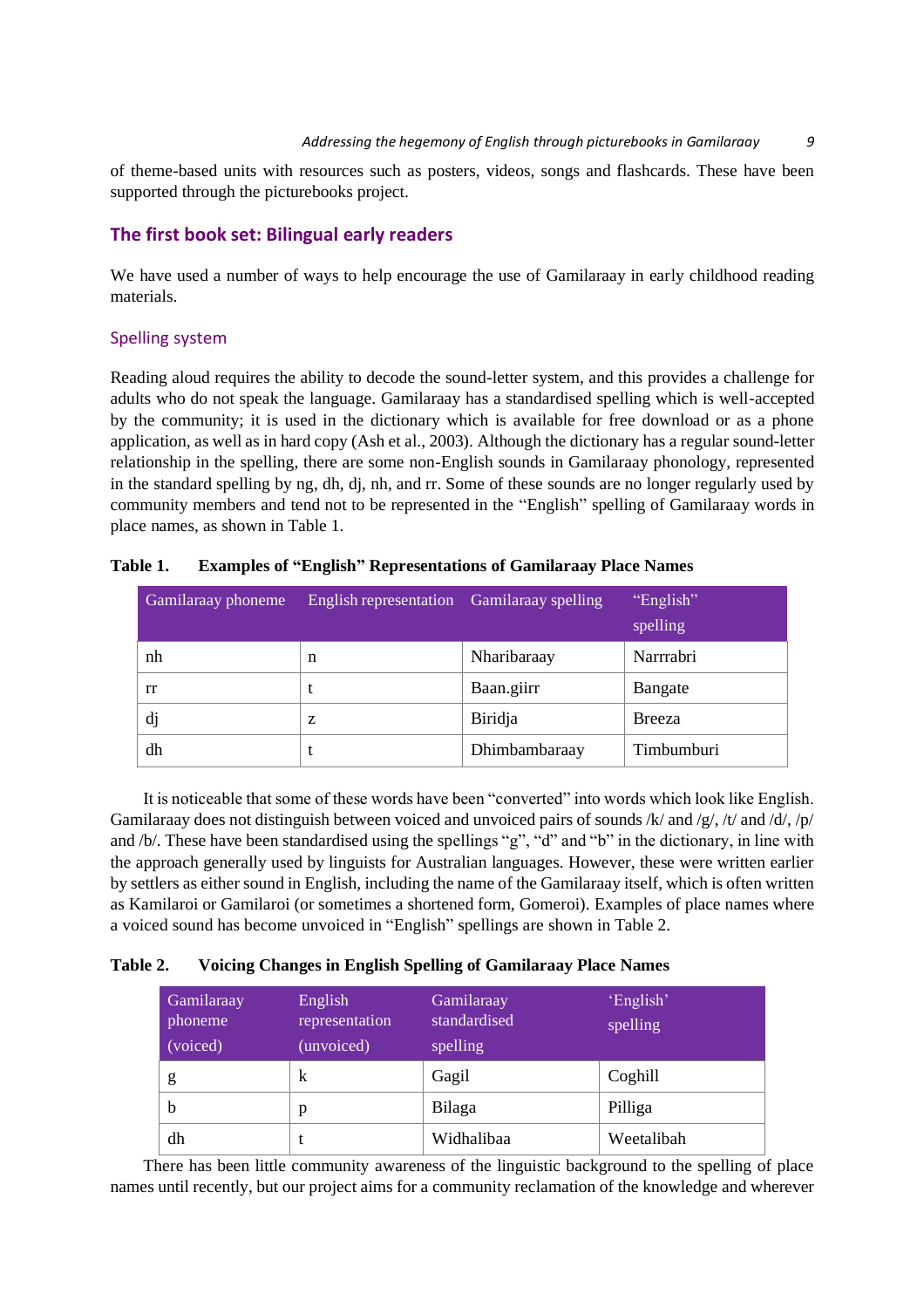of theme-based units with resources such as posters, videos, songs and flashcards. These have been supported through the picturebooks project.

## The first book set: Bilingual early readers

We have used a number of ways to help encourage the use of Gamilaraay in early childhood reading materials.

### Spelling system

Reading aloud requires the ability to decode the sound-letter system, and this provides a challenge for adults who do not speak the language. Gamilaraay has a standardised spelling which is well-accepted by the community; it is used in the dictionary which is available for free download or as a phone application, as well as in hard copy (Ash et al., 2003). Although the dictionary has a regular sound-letter relationship in the spelling, there are some non-English sounds in Gamilaraay phonology, represented in the standard spelling by ng, dh, dj, nh, and rr. Some of these sounds are no longer regularly used by community members and tend not to be represented in the "English" spelling of Gamilaraay words in place names, as shown in Table 1.

**Table 1. Examples of "English" Representations of Gamilaraay Place Names**

| Gamilaraay phoneme | English representation | Gamilaraay spelling | "English" spelling |
|---|---|---|---|
| nh | n | Nharibaraay | Narrrabri |
| rr | t | Baan.giirr | Bangate |
| dj | z | Biridja | Breeza |
| dh | t | Dhimbambaraay | Timbumburi |

It is noticeable that some of these words have been "converted" into words which look like English. Gamilaraay does not distinguish between voiced and unvoiced pairs of sounds /k/ and /g/, /t/ and /d/, /p/ and /b/. These have been standardised using the spellings "g", "d" and "b" in the dictionary, in line with the approach generally used by linguists for Australian languages. However, these were written earlier by settlers as either sound in English, including the name of the Gamilaraay itself, which is often written as Kamilaroi or Gamilaroi (or sometimes a shortened form, Gomeroi). Examples of place names where a voiced sound has become unvoiced in "English" spellings are shown in Table 2.

**Table 2. Voicing Changes in English Spelling of Gamilaraay Place Names**

| Gamilaraay phoneme (voiced) | English representation (unvoiced) | Gamilaraay standardised spelling | 'English' spelling |
|---|---|---|---|
| g | k | Gagil | Coghill |
| b | p | Bilaga | Pilliga |
| dh | t | Widhalibaa | Weetalibah |

There has been little community awareness of the linguistic background to the spelling of place names until recently, but our project aims for a community reclamation of the knowledge and wherever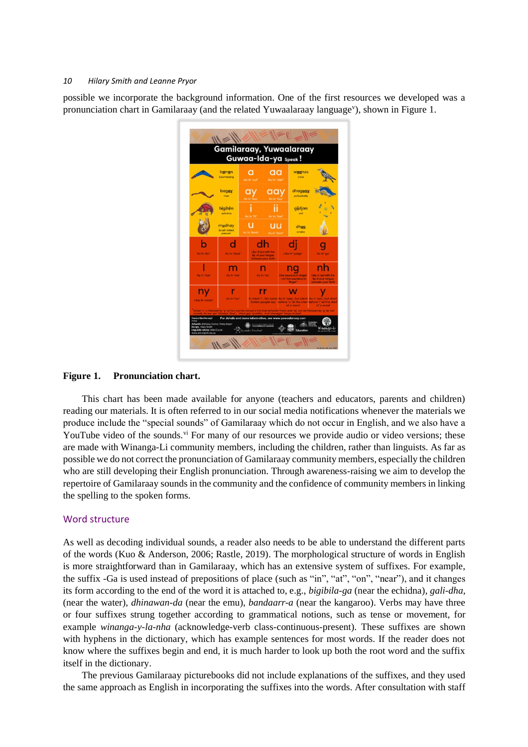possible we incorporate the background information. One of the first resources we developed was a pronunciation chart in Gamilaraay (and the related Yuwaalaraay language[v]), shown in Figure 1.

**Figure 1. Pronunciation chart.**

This chart has been made available for anyone (teachers and educators, parents and children) reading our materials. It is often referred to in our social media notifications whenever the materials we produce include the "special sounds" of Gamilaraay which do not occur in English, and we also have a YouTube video of the sounds.[vi] For many of our resources we provide audio or video versions; these are made with Winanga-Li community members, including the children, rather than linguists. As far as possible we do not correct the pronunciation of Gamilaraay community members, especially the children who are still developing their English pronunciation. Through awareness-raising we aim to develop the repertoire of Gamilaraay sounds in the community and the confidence of community members in linking the spelling to the spoken forms.

## Word structure

As well as decoding individual sounds, a reader also needs to be able to understand the different parts of the words (Kuo & Anderson, 2006; Rastle, 2019). The morphological structure of words in English is more straightforward than in Gamilaraay, which has an extensive system of suffixes. For example, the suffix -Ga is used instead of prepositions of place (such as "in", "at", "on", "near"), and it changes its form according to the end of the word it is attached to, e.g., *bigibila-ga* (near the echidna), *gali-dha*, (near the water), *dhinawan-da* (near the emu), *bandaarr-a* (near the kangaroo). Verbs may have three or four suffixes strung together according to grammatical notions, such as tense or movement, for example *winanga-y-la-nha* (acknowledge-verb class-continuous-present). These suffixes are shown with hyphens in the dictionary, which has example sentences for most words. If the reader does not know where the suffixes begin and end, it is much harder to look up both the root word and the suffix itself in the dictionary.

The previous Gamilaraay picturebooks did not include explanations of the suffixes, and they used the same approach as English in incorporating the suffixes into the words. After consultation with staff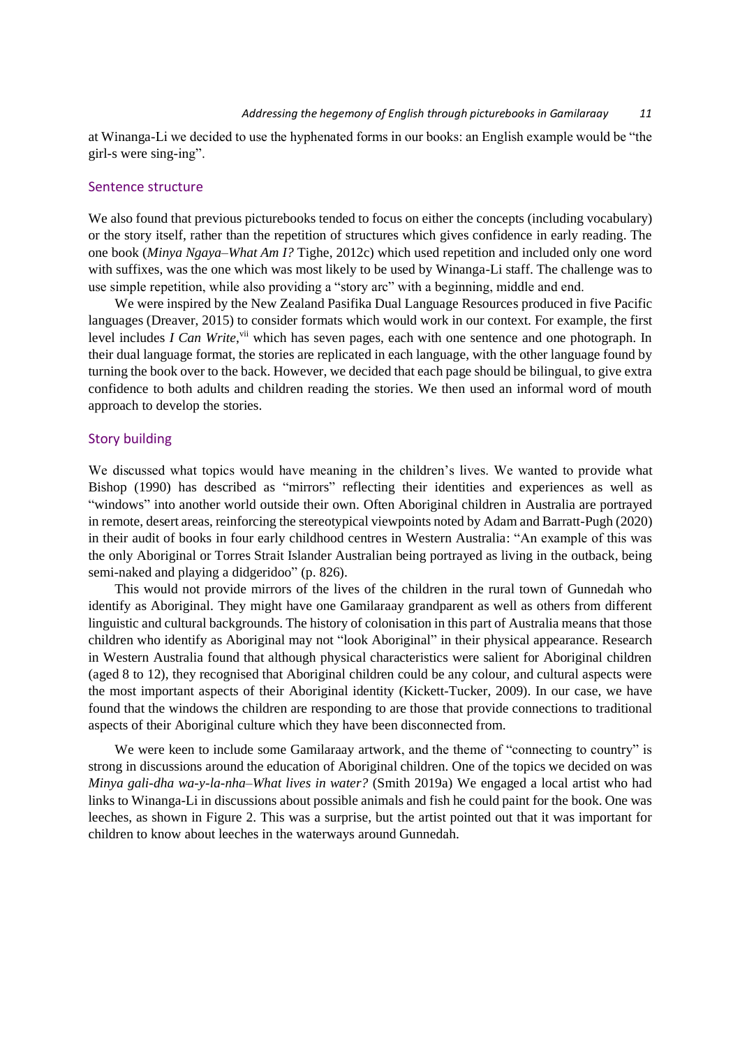at Winanga-Li we decided to use the hyphenated forms in our books: an English example would be "the girl-s were sing-ing".

## Sentence structure

We also found that previous picturebooks tended to focus on either the concepts (including vocabulary) or the story itself, rather than the repetition of structures which gives confidence in early reading. The one book (*Minya Ngaya–What Am I?* Tighe, 2012c) which used repetition and included only one word with suffixes, was the one which was most likely to be used by Winanga-Li staff. The challenge was to use simple repetition, while also providing a "story arc" with a beginning, middle and end.

We were inspired by the New Zealand Pasifika Dual Language Resources produced in five Pacific languages (Dreaver, 2015) to consider formats which would work in our context. For example, the first level includes *I Can Write*,[vii] which has seven pages, each with one sentence and one photograph. In their dual language format, the stories are replicated in each language, with the other language found by turning the book over to the back. However, we decided that each page should be bilingual, to give extra confidence to both adults and children reading the stories. We then used an informal word of mouth approach to develop the stories.

## Story building

We discussed what topics would have meaning in the children's lives. We wanted to provide what Bishop (1990) has described as "mirrors" reflecting their identities and experiences as well as "windows" into another world outside their own. Often Aboriginal children in Australia are portrayed in remote, desert areas, reinforcing the stereotypical viewpoints noted by Adam and Barratt-Pugh (2020) in their audit of books in four early childhood centres in Western Australia: "An example of this was the only Aboriginal or Torres Strait Islander Australian being portrayed as living in the outback, being semi-naked and playing a didgeridoo" (p. 826).

This would not provide mirrors of the lives of the children in the rural town of Gunnedah who identify as Aboriginal. They might have one Gamilaraay grandparent as well as others from different linguistic and cultural backgrounds. The history of colonisation in this part of Australia means that those children who identify as Aboriginal may not "look Aboriginal" in their physical appearance. Research in Western Australia found that although physical characteristics were salient for Aboriginal children (aged 8 to 12), they recognised that Aboriginal children could be any colour, and cultural aspects were the most important aspects of their Aboriginal identity (Kickett-Tucker, 2009). In our case, we have found that the windows the children are responding to are those that provide connections to traditional aspects of their Aboriginal culture which they have been disconnected from.

We were keen to include some Gamilaraay artwork, and the theme of "connecting to country" is strong in discussions around the education of Aboriginal children. One of the topics we decided on was *Minya gali-dha wa-y-la-nha–What lives in water?* (Smith 2019a) We engaged a local artist who had links to Winanga-Li in discussions about possible animals and fish he could paint for the book. One was leeches, as shown in Figure 2. This was a surprise, but the artist pointed out that it was important for children to know about leeches in the waterways around Gunnedah.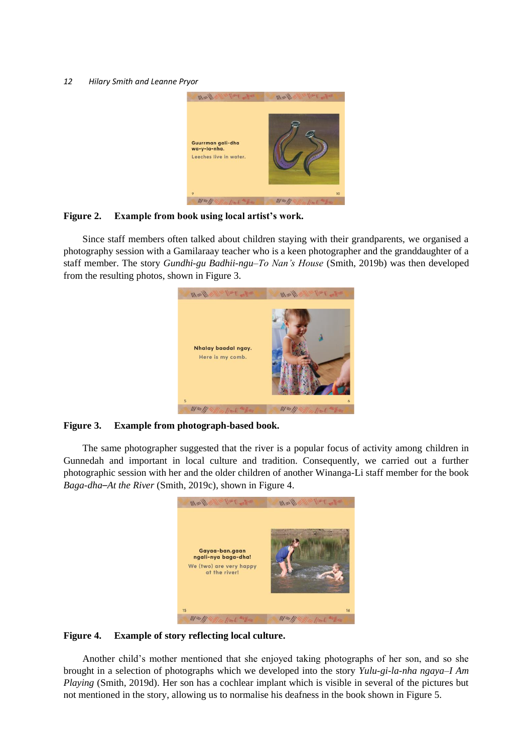**Figure 2. Example from book using local artist's work.**

Since staff members often talked about children staying with their grandparents, we organised a photography session with a Gamilaraay teacher who is a keen photographer and the granddaughter of a staff member. The story *Gundhi-gu Badhii-ngu–To Nan's House* (Smith, 2019b) was then developed from the resulting photos, shown in Figure 3.

**Figure 3. Example from photograph-based book.**

The same photographer suggested that the river is a popular focus of activity among children in Gunnedah and important in local culture and tradition. Consequently, we carried out a further photographic session with her and the older children of another Winanga-Li staff member for the book *Baga-dha–At the River* (Smith, 2019c), shown in Figure 4.

**Figure 4. Example of story reflecting local culture.**

Another child's mother mentioned that she enjoyed taking photographs of her son, and so she brought in a selection of photographs which we developed into the story *Yulu-gi-la-nha ngaya–I Am Playing* (Smith, 2019d). Her son has a cochlear implant which is visible in several of the pictures but not mentioned in the story, allowing us to normalise his deafness in the book shown in Figure 5.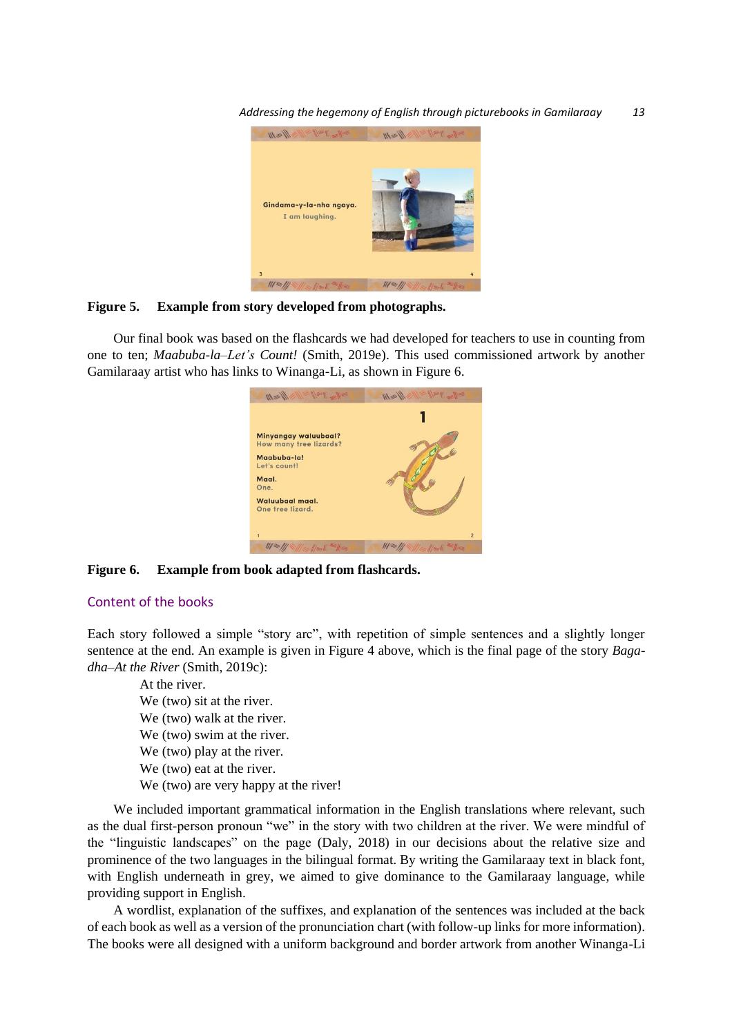**Figure 5. Example from story developed from photographs.**

Our final book was based on the flashcards we had developed for teachers to use in counting from one to ten; *Maabuba-la–Let's Count!* (Smith, 2019e). This used commissioned artwork by another Gamilaraay artist who has links to Winanga-Li, as shown in Figure 6.

**Figure 6. Example from book adapted from flashcards.**

## Content of the books

Each story followed a simple "story arc", with repetition of simple sentences and a slightly longer sentence at the end. An example is given in Figure 4 above, which is the final page of the story *Baga-dha–At the River* (Smith, 2019c):

> At the river.
> We (two) sit at the river.
> We (two) walk at the river.
> We (two) swim at the river.
> We (two) play at the river.
> We (two) eat at the river.
> We (two) are very happy at the river!

We included important grammatical information in the English translations where relevant, such as the dual first-person pronoun "we" in the story with two children at the river. We were mindful of the "linguistic landscapes" on the page (Daly, 2018) in our decisions about the relative size and prominence of the two languages in the bilingual format. By writing the Gamilaraay text in black font, with English underneath in grey, we aimed to give dominance to the Gamilaraay language, while providing support in English.

A wordlist, explanation of the suffixes, and explanation of the sentences was included at the back of each book as well as a version of the pronunciation chart (with follow-up links for more information). The books were all designed with a uniform background and border artwork from another Winanga-Li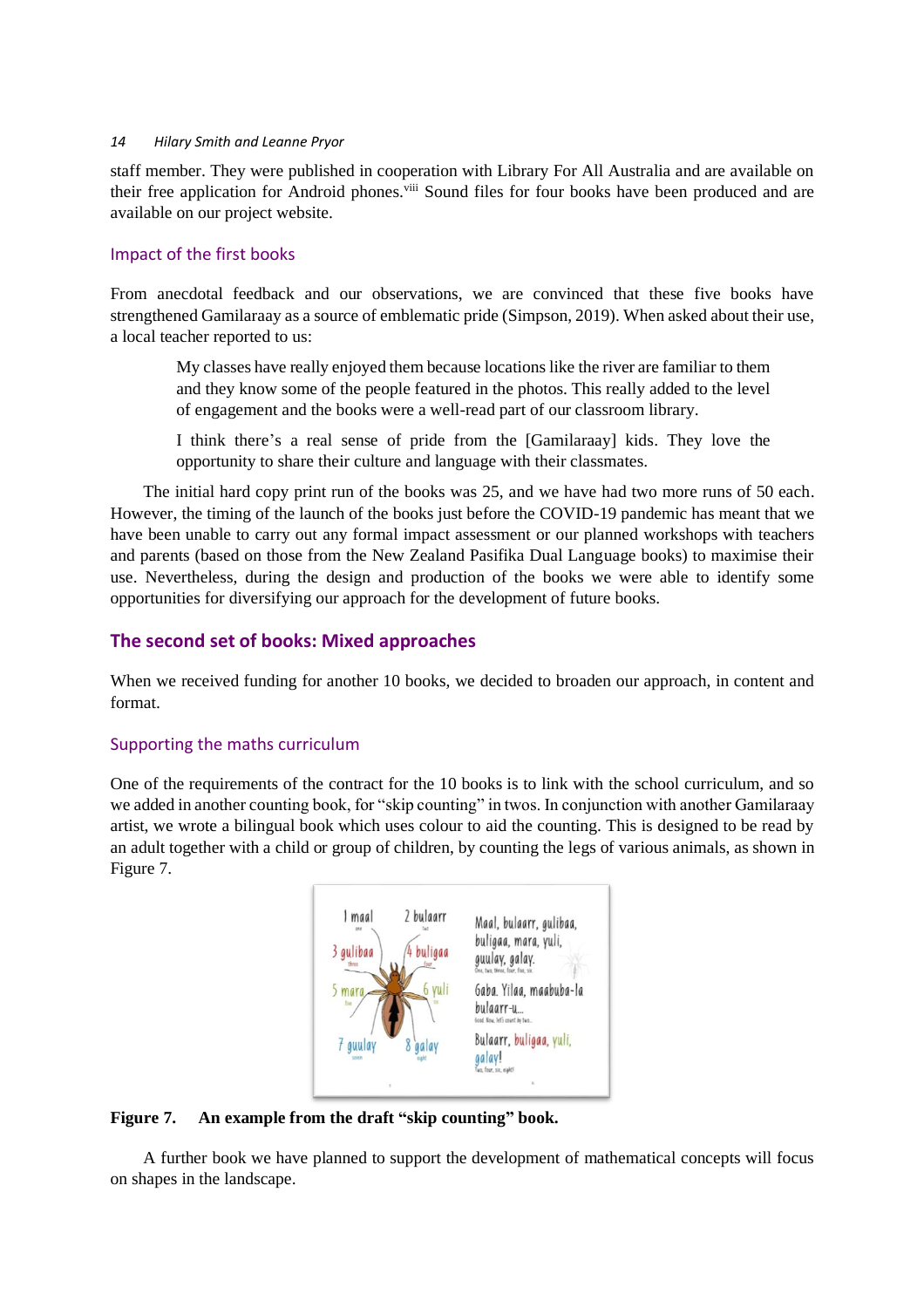staff member. They were published in cooperation with Library For All Australia and are available on their free application for Android phones.[viii] Sound files for four books have been produced and are available on our project website.

### Impact of the first books

From anecdotal feedback and our observations, we are convinced that these five books have strengthened Gamilaraay as a source of emblematic pride (Simpson, 2019). When asked about their use, a local teacher reported to us:

> My classes have really enjoyed them because locations like the river are familiar to them and they know some of the people featured in the photos. This really added to the level of engagement and the books were a well-read part of our classroom library.
>
> I think there's a real sense of pride from the [Gamilaraay] kids. They love the opportunity to share their culture and language with their classmates.

The initial hard copy print run of the books was 25, and we have had two more runs of 50 each. However, the timing of the launch of the books just before the COVID-19 pandemic has meant that we have been unable to carry out any formal impact assessment or our planned workshops with teachers and parents (based on those from the New Zealand Pasifika Dual Language books) to maximise their use. Nevertheless, during the design and production of the books we were able to identify some opportunities for diversifying our approach for the development of future books.

## The second set of books: Mixed approaches

When we received funding for another 10 books, we decided to broaden our approach, in content and format.

### Supporting the maths curriculum

One of the requirements of the contract for the 10 books is to link with the school curriculum, and so we added in another counting book, for "skip counting" in twos. In conjunction with another Gamilaraay artist, we wrote a bilingual book which uses colour to aid the counting. This is designed to be read by an adult together with a child or group of children, by counting the legs of various animals, as shown in Figure 7.

**Figure 7. An example from the draft "skip counting" book.**

A further book we have planned to support the development of mathematical concepts will focus on shapes in the landscape.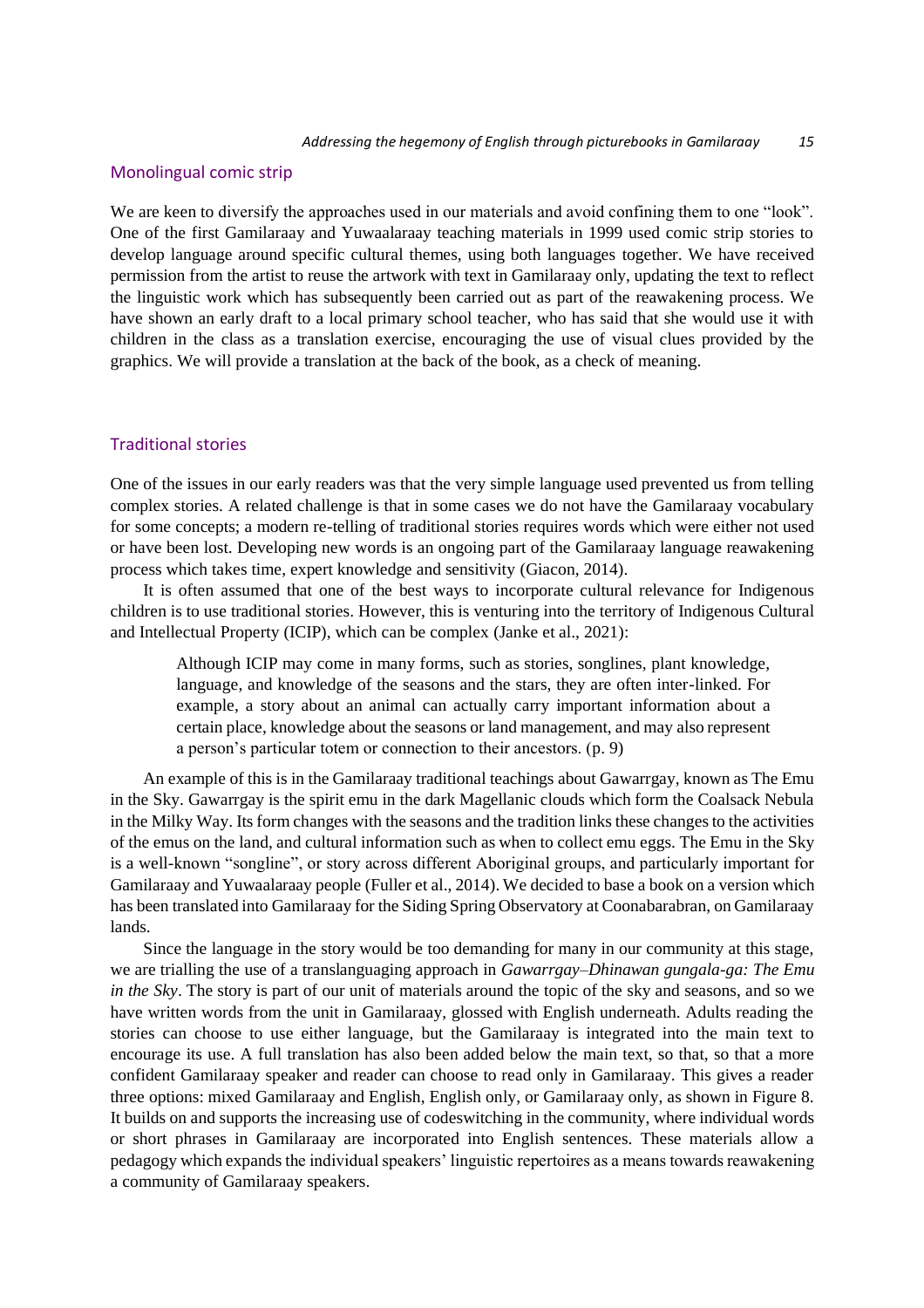## Monolingual comic strip

We are keen to diversify the approaches used in our materials and avoid confining them to one "look". One of the first Gamilaraay and Yuwaalaraay teaching materials in 1999 used comic strip stories to develop language around specific cultural themes, using both languages together. We have received permission from the artist to reuse the artwork with text in Gamilaraay only, updating the text to reflect the linguistic work which has subsequently been carried out as part of the reawakening process. We have shown an early draft to a local primary school teacher, who has said that she would use it with children in the class as a translation exercise, encouraging the use of visual clues provided by the graphics. We will provide a translation at the back of the book, as a check of meaning.

## Traditional stories

One of the issues in our early readers was that the very simple language used prevented us from telling complex stories. A related challenge is that in some cases we do not have the Gamilaraay vocabulary for some concepts; a modern re-telling of traditional stories requires words which were either not used or have been lost. Developing new words is an ongoing part of the Gamilaraay language reawakening process which takes time, expert knowledge and sensitivity (Giacon, 2014).

It is often assumed that one of the best ways to incorporate cultural relevance for Indigenous children is to use traditional stories. However, this is venturing into the territory of Indigenous Cultural and Intellectual Property (ICIP), which can be complex (Janke et al., 2021):

> Although ICIP may come in many forms, such as stories, songlines, plant knowledge, language, and knowledge of the seasons and the stars, they are often inter-linked. For example, a story about an animal can actually carry important information about a certain place, knowledge about the seasons or land management, and may also represent a person's particular totem or connection to their ancestors. (p. 9)

An example of this is in the Gamilaraay traditional teachings about Gawarrgay, known as The Emu in the Sky. Gawarrgay is the spirit emu in the dark Magellanic clouds which form the Coalsack Nebula in the Milky Way. Its form changes with the seasons and the tradition links these changes to the activities of the emus on the land, and cultural information such as when to collect emu eggs. The Emu in the Sky is a well-known "songline", or story across different Aboriginal groups, and particularly important for Gamilaraay and Yuwaalaraay people (Fuller et al., 2014). We decided to base a book on a version which has been translated into Gamilaraay for the Siding Spring Observatory at Coonabarabran, on Gamilaraay lands.

Since the language in the story would be too demanding for many in our community at this stage, we are trialling the use of a translanguaging approach in *Gawarrgay–Dhinawan gungala-ga: The Emu in the Sky*. The story is part of our unit of materials around the topic of the sky and seasons, and so we have written words from the unit in Gamilaraay, glossed with English underneath. Adults reading the stories can choose to use either language, but the Gamilaraay is integrated into the main text to encourage its use. A full translation has also been added below the main text, so that, so that a more confident Gamilaraay speaker and reader can choose to read only in Gamilaraay. This gives a reader three options: mixed Gamilaraay and English, English only, or Gamilaraay only, as shown in Figure 8. It builds on and supports the increasing use of codeswitching in the community, where individual words or short phrases in Gamilaraay are incorporated into English sentences. These materials allow a pedagogy which expands the individual speakers' linguistic repertoires as a means towards reawakening a community of Gamilaraay speakers.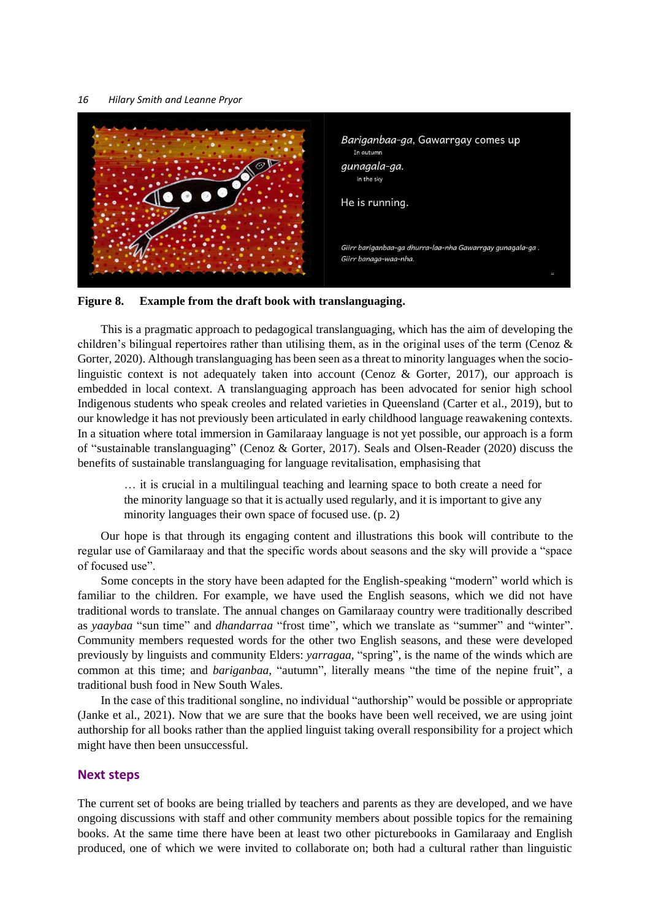Figure 8. **Example from the draft book with translanguaging.**

This is a pragmatic approach to pedagogical translanguaging, which has the aim of developing the children's bilingual repertoires rather than utilising them, as in the original uses of the term (Cenoz & Gorter, 2020). Although translanguaging has been seen as a threat to minority languages when the socio-linguistic context is not adequately taken into account (Cenoz & Gorter, 2017), our approach is embedded in local context. A translanguaging approach has been advocated for senior high school Indigenous students who speak creoles and related varieties in Queensland (Carter et al., 2019), but to our knowledge it has not previously been articulated in early childhood language reawakening contexts. In a situation where total immersion in Gamilaraay language is not yet possible, our approach is a form of "sustainable translanguaging" (Cenoz & Gorter, 2017). Seals and Olsen-Reader (2020) discuss the benefits of sustainable translanguaging for language revitalisation, emphasising that

> … it is crucial in a multilingual teaching and learning space to both create a need for the minority language so that it is actually used regularly, and it is important to give any minority languages their own space of focused use. (p. 2)

Our hope is that through its engaging content and illustrations this book will contribute to the regular use of Gamilaraay and that the specific words about seasons and the sky will provide a "space of focused use".

Some concepts in the story have been adapted for the English-speaking "modern" world which is familiar to the children. For example, we have used the English seasons, which we did not have traditional words to translate. The annual changes on Gamilaraay country were traditionally described as *yaaybaa* "sun time" and *dhandarraa* "frost time", which we translate as "summer" and "winter". Community members requested words for the other two English seasons, and these were developed previously by linguists and community Elders: *yarragaa*, "spring", is the name of the winds which are common at this time; and *bariganbaa*, "autumn", literally means "the time of the nepine fruit", a traditional bush food in New South Wales.

In the case of this traditional songline, no individual "authorship" would be possible or appropriate (Janke et al., 2021). Now that we are sure that the books have been well received, we are using joint authorship for all books rather than the applied linguist taking overall responsibility for a project which might have then been unsuccessful.

## Next steps

The current set of books are being trialled by teachers and parents as they are developed, and we have ongoing discussions with staff and other community members about possible topics for the remaining books. At the same time there have been at least two other picturebooks in Gamilaraay and English produced, one of which we were invited to collaborate on; both had a cultural rather than linguistic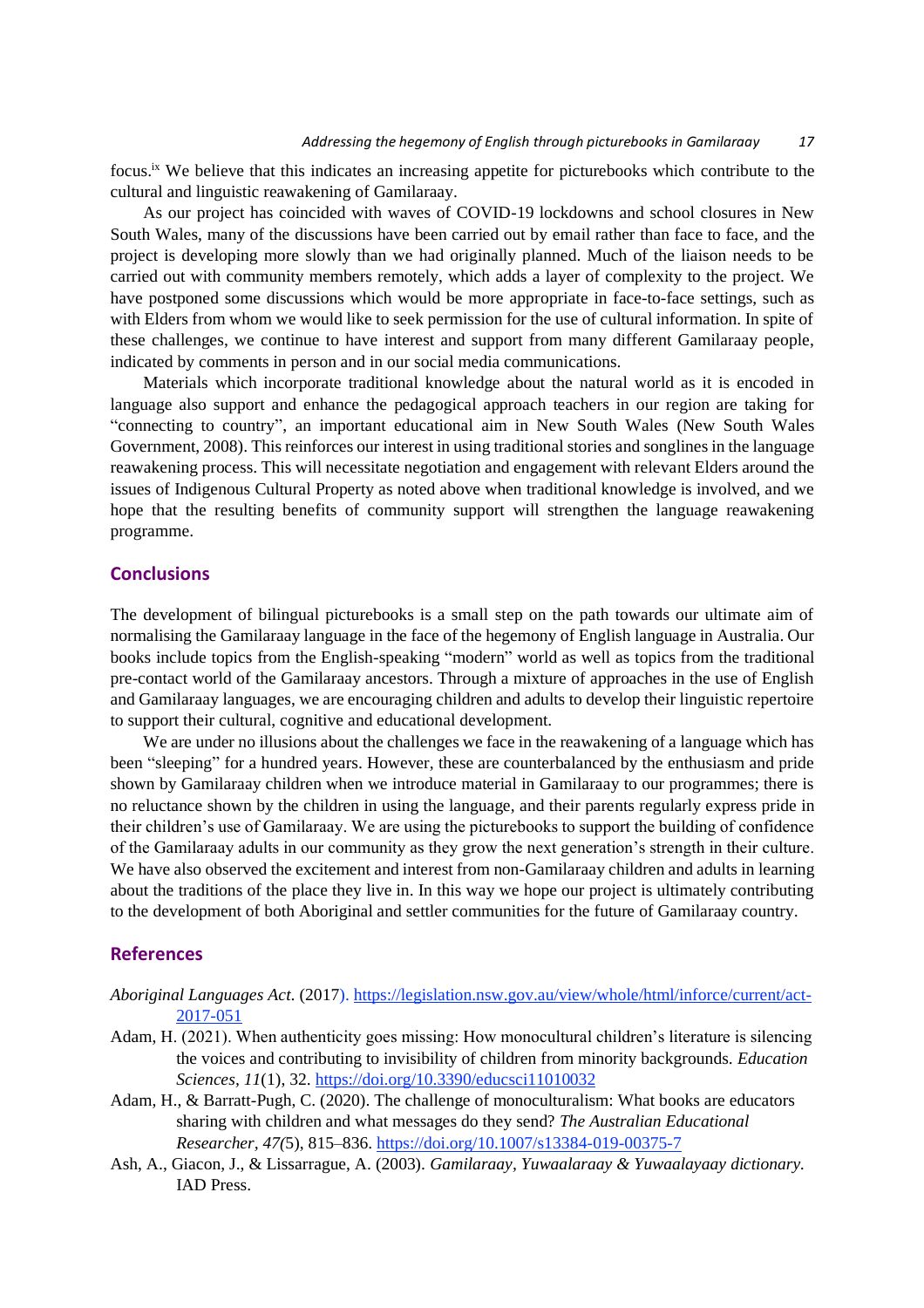focus.[ix] We believe that this indicates an increasing appetite for picturebooks which contribute to the cultural and linguistic reawakening of Gamilaraay.

As our project has coincided with waves of COVID-19 lockdowns and school closures in New South Wales, many of the discussions have been carried out by email rather than face to face, and the project is developing more slowly than we had originally planned. Much of the liaison needs to be carried out with community members remotely, which adds a layer of complexity to the project. We have postponed some discussions which would be more appropriate in face-to-face settings, such as with Elders from whom we would like to seek permission for the use of cultural information. In spite of these challenges, we continue to have interest and support from many different Gamilaraay people, indicated by comments in person and in our social media communications.

Materials which incorporate traditional knowledge about the natural world as it is encoded in language also support and enhance the pedagogical approach teachers in our region are taking for "connecting to country", an important educational aim in New South Wales (New South Wales Government, 2008). This reinforces our interest in using traditional stories and songlines in the language reawakening process. This will necessitate negotiation and engagement with relevant Elders around the issues of Indigenous Cultural Property as noted above when traditional knowledge is involved, and we hope that the resulting benefits of community support will strengthen the language reawakening programme.

## Conclusions

The development of bilingual picturebooks is a small step on the path towards our ultimate aim of normalising the Gamilaraay language in the face of the hegemony of English language in Australia. Our books include topics from the English-speaking "modern" world as well as topics from the traditional pre-contact world of the Gamilaraay ancestors. Through a mixture of approaches in the use of English and Gamilaraay languages, we are encouraging children and adults to develop their linguistic repertoire to support their cultural, cognitive and educational development.

We are under no illusions about the challenges we face in the reawakening of a language which has been "sleeping" for a hundred years. However, these are counterbalanced by the enthusiasm and pride shown by Gamilaraay children when we introduce material in Gamilaraay to our programmes; there is no reluctance shown by the children in using the language, and their parents regularly express pride in their children's use of Gamilaraay. We are using the picturebooks to support the building of confidence of the Gamilaraay adults in our community as they grow the next generation's strength in their culture. We have also observed the excitement and interest from non-Gamilaraay children and adults in learning about the traditions of the place they live in. In this way we hope our project is ultimately contributing to the development of both Aboriginal and settler communities for the future of Gamilaraay country.

## References

*Aboriginal Languages Act.* (2017). https://legislation.nsw.gov.au/view/whole/html/inforce/current/act-2017-051

Adam, H. (2021). When authenticity goes missing: How monocultural children's literature is silencing the voices and contributing to invisibility of children from minority backgrounds. *Education Sciences, 11*(1), 32. https://doi.org/10.3390/educsci11010032

Adam, H., & Barratt-Pugh, C. (2020). The challenge of monoculturalism: What books are educators sharing with children and what messages do they send? *The Australian Educational Researcher, 47*(5), 815–836. https://doi.org/10.1007/s13384-019-00375-7

Ash, A., Giacon, J., & Lissarrague, A. (2003). *Gamilaraay, Yuwaalaraay & Yuwaalayaay dictionary.* IAD Press.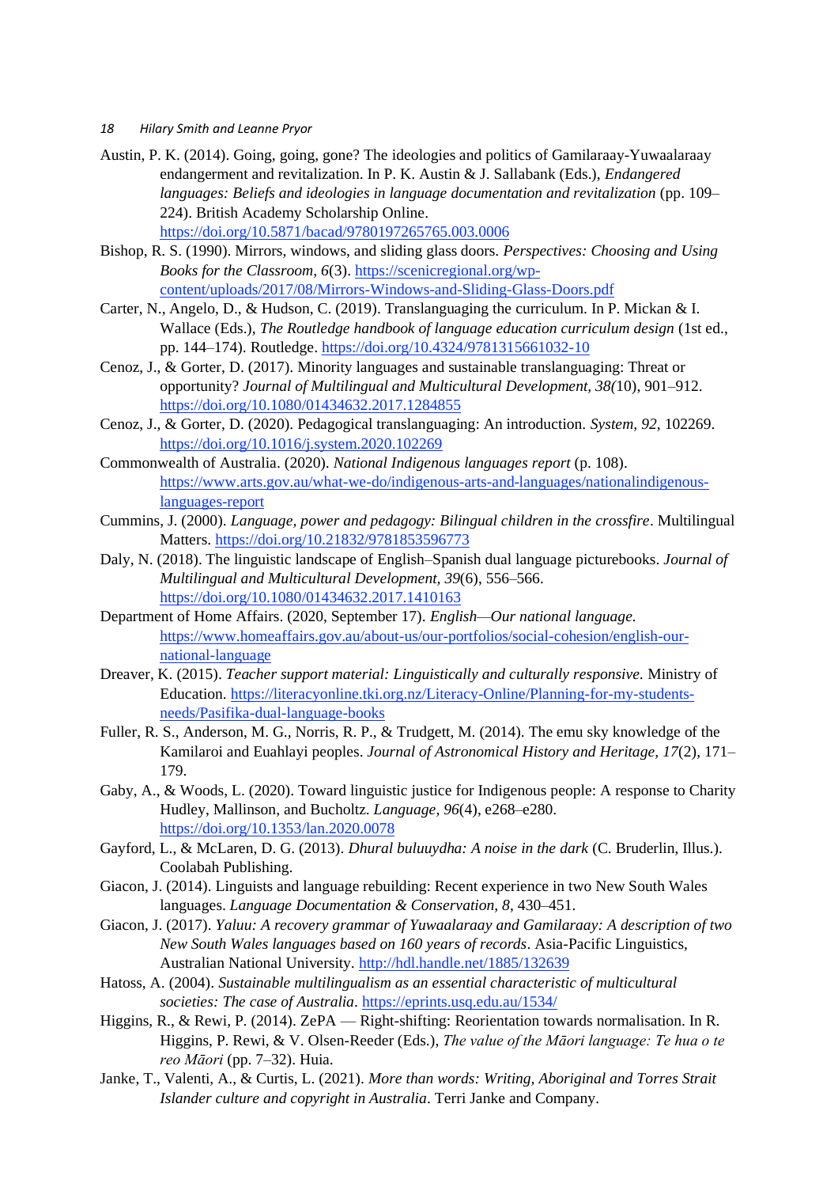Austin, P. K. (2014). Going, going, gone? The ideologies and politics of Gamilaraay-Yuwaalaraay endangerment and revitalization. In P. K. Austin & J. Sallabank (Eds.), *Endangered languages: Beliefs and ideologies in language documentation and revitalization* (pp. 109–224). British Academy Scholarship Online. https://doi.org/10.5871/bacad/9780197265765.003.0006

Bishop, R. S. (1990). Mirrors, windows, and sliding glass doors. *Perspectives: Choosing and Using Books for the Classroom, 6*(3). https://scenicregional.org/wp-content/uploads/2017/08/Mirrors-Windows-and-Sliding-Glass-Doors.pdf

Carter, N., Angelo, D., & Hudson, C. (2019). Translanguaging the curriculum. In P. Mickan & I. Wallace (Eds.), *The Routledge handbook of language education curriculum design* (1st ed., pp. 144–174). Routledge. https://doi.org/10.4324/9781315661032-10

Cenoz, J., & Gorter, D. (2017). Minority languages and sustainable translanguaging: Threat or opportunity? *Journal of Multilingual and Multicultural Development, 38(*10), 901–912. https://doi.org/10.1080/01434632.2017.1284855

Cenoz, J., & Gorter, D. (2020). Pedagogical translanguaging: An introduction. *System*, *92*, 102269. https://doi.org/10.1016/j.system.2020.102269

Commonwealth of Australia. (2020). *National Indigenous languages report* (p. 108). https://www.arts.gov.au/what-we-do/indigenous-arts-and-languages/nationalindigenous-languages-report

Cummins, J. (2000). *Language, power and pedagogy: Bilingual children in the crossfire*. Multilingual Matters. https://doi.org/10.21832/9781853596773

Daly, N. (2018). The linguistic landscape of English–Spanish dual language picturebooks. *Journal of Multilingual and Multicultural Development, 39*(6), 556–566. https://doi.org/10.1080/01434632.2017.1410163

Department of Home Affairs. (2020, September 17). *English—Our national language.* https://www.homeaffairs.gov.au/about-us/our-portfolios/social-cohesion/english-our-national-language

Dreaver, K. (2015). *Teacher support material: Linguistically and culturally responsive.* Ministry of Education. https://literacyonline.tki.org.nz/Literacy-Online/Planning-for-my-students-needs/Pasifika-dual-language-books

Fuller, R. S., Anderson, M. G., Norris, R. P., & Trudgett, M. (2014). The emu sky knowledge of the Kamilaroi and Euahlayi peoples. *Journal of Astronomical History and Heritage, 17*(2), 171–179.

Gaby, A., & Woods, L. (2020). Toward linguistic justice for Indigenous people: A response to Charity Hudley, Mallinson, and Bucholtz. *Language, 96*(4), e268–e280. https://doi.org/10.1353/lan.2020.0078

Gayford, L., & McLaren, D. G. (2013). *Dhural buluuydha: A noise in the dark* (C. Bruderlin, Illus.). Coolabah Publishing.

Giacon, J. (2014). Linguists and language rebuilding: Recent experience in two New South Wales languages. *Language Documentation & Conservation, 8*, 430–451.

Giacon, J. (2017). *Yaluu: A recovery grammar of Yuwaalaraay and Gamilaraay: A description of two New South Wales languages based on 160 years of records*. Asia-Pacific Linguistics, Australian National University. http://hdl.handle.net/1885/132639

Hatoss, A. (2004). *Sustainable multilingualism as an essential characteristic of multicultural societies: The case of Australia*. https://eprints.usq.edu.au/1534/

Higgins, R., & Rewi, P. (2014). ZePA — Right-shifting: Reorientation towards normalisation. In R. Higgins, P. Rewi, & V. Olsen-Reeder (Eds.), *The value of the Māori language: Te hua o te reo Māori* (pp. 7–32). Huia.

Janke, T., Valenti, A., & Curtis, L. (2021). *More than words: Writing, Aboriginal and Torres Strait Islander culture and copyright in Australia*. Terri Janke and Company.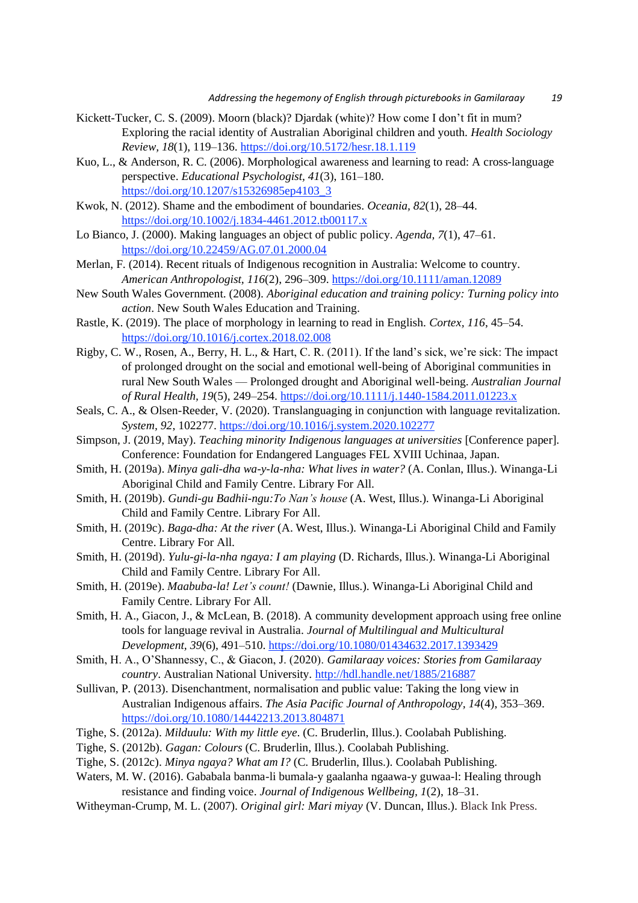Kickett-Tucker, C. S. (2009). Moorn (black)? Djardak (white)? How come I don't fit in mum? Exploring the racial identity of Australian Aboriginal children and youth. *Health Sociology Review, 18*(1), 119–136. https://doi.org/10.5172/hesr.18.1.119

Kuo, L., & Anderson, R. C. (2006). Morphological awareness and learning to read: A cross-language perspective. *Educational Psychologist, 41*(3), 161–180. https://doi.org/10.1207/s15326985ep4103_3

Kwok, N. (2012). Shame and the embodiment of boundaries. *Oceania, 82*(1), 28–44. https://doi.org/10.1002/j.1834-4461.2012.tb00117.x

Lo Bianco, J. (2000). Making languages an object of public policy. *Agenda, 7*(1), 47–61. https://doi.org/10.22459/AG.07.01.2000.04

Merlan, F. (2014). Recent rituals of Indigenous recognition in Australia: Welcome to country. *American Anthropologist, 116*(2), 296–309. https://doi.org/10.1111/aman.12089

New South Wales Government. (2008). *Aboriginal education and training policy: Turning policy into action*. New South Wales Education and Training.

Rastle, K. (2019). The place of morphology in learning to read in English. *Cortex, 116*, 45–54. https://doi.org/10.1016/j.cortex.2018.02.008

Rigby, C. W., Rosen, A., Berry, H. L., & Hart, C. R. (2011). If the land's sick, we're sick: The impact of prolonged drought on the social and emotional well-being of Aboriginal communities in rural New South Wales — Prolonged drought and Aboriginal well-being. *Australian Journal of Rural Health, 19*(5), 249–254. https://doi.org/10.1111/j.1440-1584.2011.01223.x

Seals, C. A., & Olsen-Reeder, V. (2020). Translanguaging in conjunction with language revitalization. *System, 92*, 102277. https://doi.org/10.1016/j.system.2020.102277

Simpson, J. (2019, May). *Teaching minority Indigenous languages at universities* [Conference paper]. Conference: Foundation for Endangered Languages FEL XVIII Uchinaa, Japan.

Smith, H. (2019a). *Minya gali-dha wa-y-la-nha: What lives in water?* (A. Conlan, Illus.). Winanga-Li Aboriginal Child and Family Centre. Library For All.

Smith, H. (2019b). *Gundi-gu Badhii-ngu:To Nan's house* (A. West, Illus.). Winanga-Li Aboriginal Child and Family Centre. Library For All.

Smith, H. (2019c). *Baga-dha: At the river* (A. West, Illus.). Winanga-Li Aboriginal Child and Family Centre. Library For All.

Smith, H. (2019d). *Yulu-gi-la-nha ngaya: I am playing* (D. Richards, Illus.). Winanga-Li Aboriginal Child and Family Centre. Library For All.

Smith, H. (2019e). *Maabuba-la! Let's count!* (Dawnie, Illus.). Winanga-Li Aboriginal Child and Family Centre. Library For All.

Smith, H. A., Giacon, J., & McLean, B. (2018). A community development approach using free online tools for language revival in Australia. *Journal of Multilingual and Multicultural Development, 39*(6), 491–510. https://doi.org/10.1080/01434632.2017.1393429

Smith, H. A., O'Shannessy, C., & Giacon, J. (2020). *Gamilaraay voices: Stories from Gamilaraay country*. Australian National University. http://hdl.handle.net/1885/216887

Sullivan, P. (2013). Disenchantment, normalisation and public value: Taking the long view in Australian Indigenous affairs. *The Asia Pacific Journal of Anthropology, 14*(4), 353–369. https://doi.org/10.1080/14442213.2013.804871

Tighe, S. (2012a). *Milduulu: With my little eye*. (C. Bruderlin, Illus.). Coolabah Publishing.

Tighe, S. (2012b). *Gagan: Colours* (C. Bruderlin, Illus.). Coolabah Publishing.

Tighe, S. (2012c). *Minya ngaya? What am I?* (C. Bruderlin, Illus.). Coolabah Publishing.

Waters, M. W. (2016). Gababala banma-li bumala-y gaalanha ngaawa-y guwaa-l: Healing through resistance and finding voice. *Journal of Indigenous Wellbeing, 1*(2), 18–31.

Witheyman-Crump, M. L. (2007). *Original girl: Mari miyay* (V. Duncan, Illus.). Black Ink Press.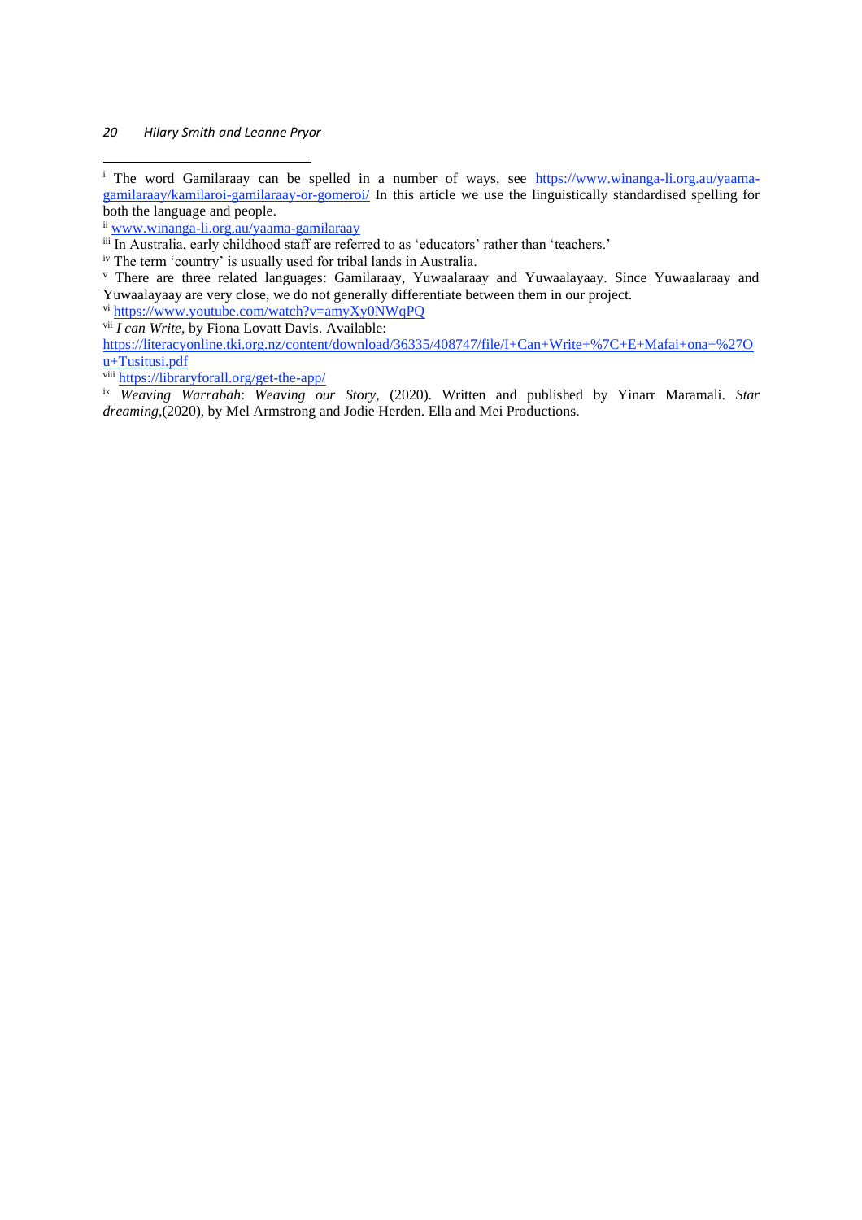[i] The word Gamilaraay can be spelled in a number of ways, see https://www.winanga-li.org.au/yaama-gamilaraay/kamilaroi-gamilaraay-or-gomeroi/ In this article we use the linguistically standardised spelling for both the language and people.

[ii] www.winanga-li.org.au/yaama-gamilaraay

[iii] In Australia, early childhood staff are referred to as 'educators' rather than 'teachers.'

[iv] The term 'country' is usually used for tribal lands in Australia.

[v] There are three related languages: Gamilaraay, Yuwaalaraay and Yuwaalayaay. Since Yuwaalaraay and Yuwaalayaay are very close, we do not generally differentiate between them in our project.

[vi] https://www.youtube.com/watch?v=amyXy0NWqPQ

[vii] *I can Write*, by Fiona Lovatt Davis. Available: https://literacyonline.tki.org.nz/content/download/36335/408747/file/I+Can+Write+%7C+E+Mafai+ona+%27Ou+Tusitusi.pdf

[viii] https://libraryforall.org/get-the-app/

[ix] *Weaving Warrabah*: *Weaving our Story*, (2020). Written and published by Yinarr Maramali. *Star dreaming*,(2020), by Mel Armstrong and Jodie Herden. Ella and Mei Productions.